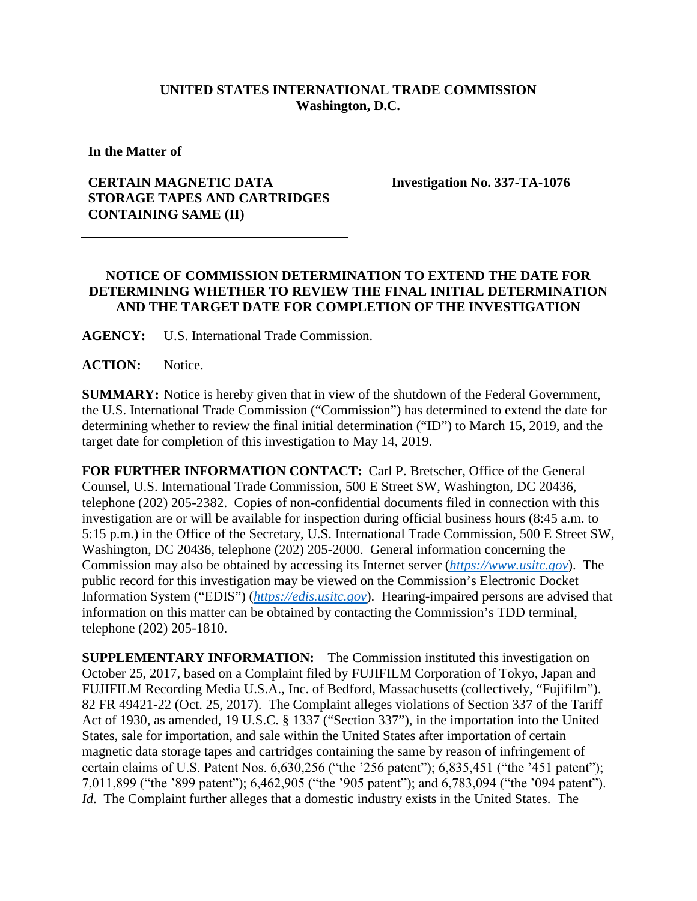**UNITED STATES INTERNATIONAL TRADE COMMISSION**
**Washington, D.C.**

| | |
|---|---|
| **In the Matter of**<br><br>**CERTAIN MAGNETIC DATA STORAGE TAPES AND CARTRIDGES CONTAINING SAME (II)** | **Investigation No. 337-TA-1076** |

**NOTICE OF COMMISSION DETERMINATION TO EXTEND THE DATE FOR DETERMINING WHETHER TO REVIEW THE FINAL INITIAL DETERMINATION AND THE TARGET DATE FOR COMPLETION OF THE INVESTIGATION**

**AGENCY:** U.S. International Trade Commission.

**ACTION:** Notice.

**SUMMARY:** Notice is hereby given that in view of the shutdown of the Federal Government, the U.S. International Trade Commission ("Commission") has determined to extend the date for determining whether to review the final initial determination ("ID") to March 15, 2019, and the target date for completion of this investigation to May 14, 2019.

**FOR FURTHER INFORMATION CONTACT:** Carl P. Bretscher, Office of the General Counsel, U.S. International Trade Commission, 500 E Street SW, Washington, DC 20436, telephone (202) 205-2382. Copies of non-confidential documents filed in connection with this investigation are or will be available for inspection during official business hours (8:45 a.m. to 5:15 p.m.) in the Office of the Secretary, U.S. International Trade Commission, 500 E Street SW, Washington, DC 20436, telephone (202) 205-2000. General information concerning the Commission may also be obtained by accessing its Internet server (*https://www.usitc.gov*). The public record for this investigation may be viewed on the Commission's Electronic Docket Information System ("EDIS") (*https://edis.usitc.gov*). Hearing-impaired persons are advised that information on this matter can be obtained by contacting the Commission's TDD terminal, telephone (202) 205-1810.

**SUPPLEMENTARY INFORMATION:** The Commission instituted this investigation on October 25, 2017, based on a Complaint filed by FUJIFILM Corporation of Tokyo, Japan and FUJIFILM Recording Media U.S.A., Inc. of Bedford, Massachusetts (collectively, "Fujifilm"). 82 FR 49421-22 (Oct. 25, 2017). The Complaint alleges violations of Section 337 of the Tariff Act of 1930, as amended, 19 U.S.C. § 1337 ("Section 337"), in the importation into the United States, sale for importation, and sale within the United States after importation of certain magnetic data storage tapes and cartridges containing the same by reason of infringement of certain claims of U.S. Patent Nos. 6,630,256 ("the '256 patent"); 6,835,451 ("the '451 patent"); 7,011,899 ("the '899 patent"); 6,462,905 ("the '905 patent"); and 6,783,094 ("the '094 patent"). *Id*. The Complaint further alleges that a domestic industry exists in the United States. The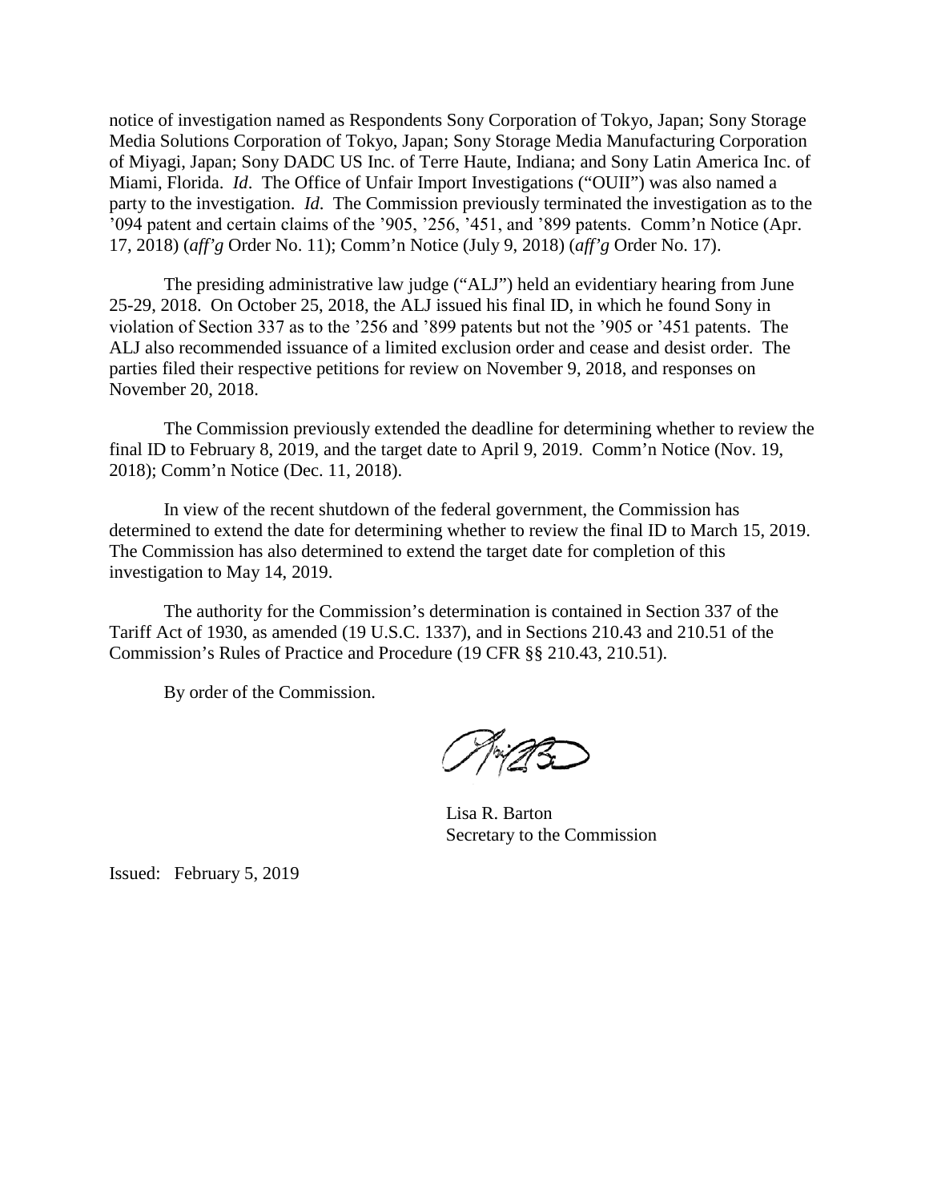notice of investigation named as Respondents Sony Corporation of Tokyo, Japan; Sony Storage Media Solutions Corporation of Tokyo, Japan; Sony Storage Media Manufacturing Corporation of Miyagi, Japan; Sony DADC US Inc. of Terre Haute, Indiana; and Sony Latin America Inc. of Miami, Florida. *Id*. The Office of Unfair Import Investigations ("OUII") was also named a party to the investigation. *Id*. The Commission previously terminated the investigation as to the '094 patent and certain claims of the '905, '256, '451, and '899 patents. Comm'n Notice (Apr. 17, 2018) (*aff'g* Order No. 11); Comm'n Notice (July 9, 2018) (*aff'g* Order No. 17).

The presiding administrative law judge ("ALJ") held an evidentiary hearing from June 25-29, 2018. On October 25, 2018, the ALJ issued his final ID, in which he found Sony in violation of Section 337 as to the '256 and '899 patents but not the '905 or '451 patents. The ALJ also recommended issuance of a limited exclusion order and cease and desist order. The parties filed their respective petitions for review on November 9, 2018, and responses on November 20, 2018.

The Commission previously extended the deadline for determining whether to review the final ID to February 8, 2019, and the target date to April 9, 2019. Comm'n Notice (Nov. 19, 2018); Comm'n Notice (Dec. 11, 2018).

In view of the recent shutdown of the federal government, the Commission has determined to extend the date for determining whether to review the final ID to March 15, 2019. The Commission has also determined to extend the target date for completion of this investigation to May 14, 2019.

The authority for the Commission's determination is contained in Section 337 of the Tariff Act of 1930, as amended (19 U.S.C. 1337), and in Sections 210.43 and 210.51 of the Commission's Rules of Practice and Procedure (19 CFR §§ 210.43, 210.51).

By order of the Commission.

Lisa R. Barton
Secretary to the Commission

Issued: February 5, 2019